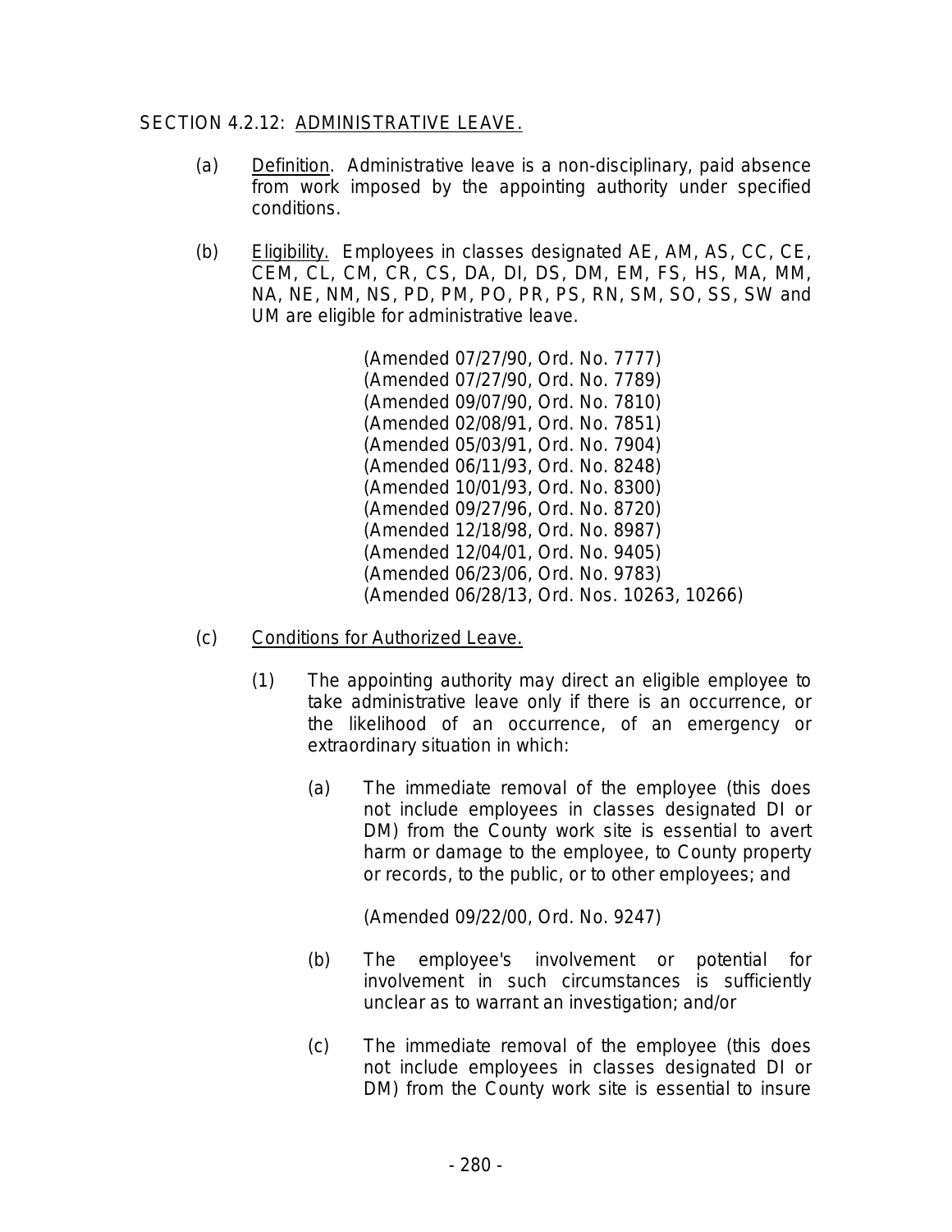## SECTION 4.2.12: ADMINISTRATIVE LEAVE.

(a) Definition. Administrative leave is a non-disciplinary, paid absence from work imposed by the appointing authority under specified conditions.

(b) Eligibility. Employees in classes designated AE, AM, AS, CC, CE, CEM, CL, CM, CR, CS, DA, DI, DS, DM, EM, FS, HS, MA, MM, NA, NE, NM, NS, PD, PM, PO, PR, PS, RN, SM, SO, SS, SW and UM are eligible for administrative leave.

(Amended 07/27/90, Ord. No. 7777)
(Amended 07/27/90, Ord. No. 7789)
(Amended 09/07/90, Ord. No. 7810)
(Amended 02/08/91, Ord. No. 7851)
(Amended 05/03/91, Ord. No. 7904)
(Amended 06/11/93, Ord. No. 8248)
(Amended 10/01/93, Ord. No. 8300)
(Amended 09/27/96, Ord. No. 8720)
(Amended 12/18/98, Ord. No. 8987)
(Amended 12/04/01, Ord. No. 9405)
(Amended 06/23/06, Ord. No. 9783)
(Amended 06/28/13, Ord. Nos. 10263, 10266)

(c) Conditions for Authorized Leave.

(1) The appointing authority may direct an eligible employee to take administrative leave only if there is an occurrence, or the likelihood of an occurrence, of an emergency or extraordinary situation in which:

(a) The immediate removal of the employee (this does not include employees in classes designated DI or DM) from the County work site is essential to avert harm or damage to the employee, to County property or records, to the public, or to other employees; and

(Amended 09/22/00, Ord. No. 9247)

(b) The employee's involvement or potential for involvement in such circumstances is sufficiently unclear as to warrant an investigation; and/or

(c) The immediate removal of the employee (this does not include employees in classes designated DI or DM) from the County work site is essential to insure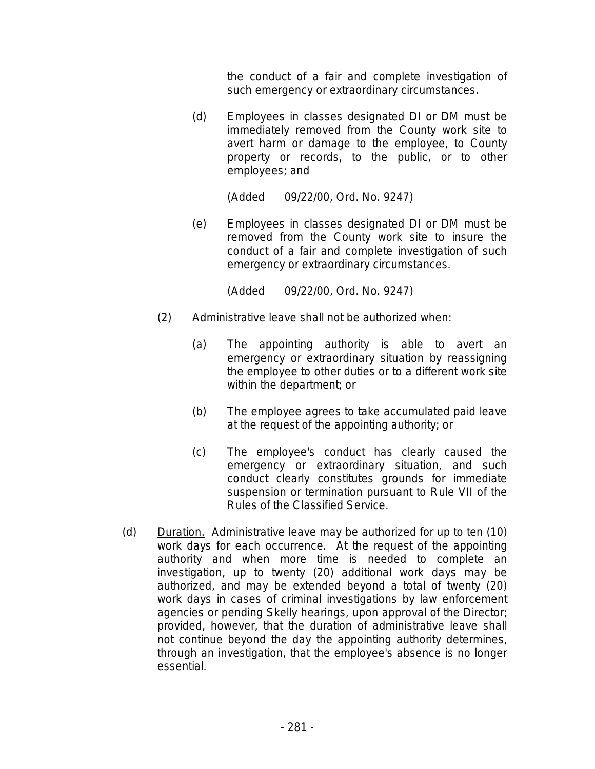the conduct of a fair and complete investigation of such emergency or extraordinary circumstances.

(d) Employees in classes designated DI or DM must be immediately removed from the County work site to avert harm or damage to the employee, to County property or records, to the public, or to other employees; and

(Added 09/22/00, Ord. No. 9247)

(e) Employees in classes designated DI or DM must be removed from the County work site to insure the conduct of a fair and complete investigation of such emergency or extraordinary circumstances.

(Added 09/22/00, Ord. No. 9247)

(2) Administrative leave shall not be authorized when:

(a) The appointing authority is able to avert an emergency or extraordinary situation by reassigning the employee to other duties or to a different work site within the department; or

(b) The employee agrees to take accumulated paid leave at the request of the appointing authority; or

(c) The employee's conduct has clearly caused the emergency or extraordinary situation, and such conduct clearly constitutes grounds for immediate suspension or termination pursuant to Rule VII of the Rules of the Classified Service.

(d) <u>Duration.</u> Administrative leave may be authorized for up to ten (10) work days for each occurrence. At the request of the appointing authority and when more time is needed to complete an investigation, up to twenty (20) additional work days may be authorized, and may be extended beyond a total of twenty (20) work days in cases of criminal investigations by law enforcement agencies or pending Skelly hearings, upon approval of the Director; provided, however, that the duration of administrative leave shall not continue beyond the day the appointing authority determines, through an investigation, that the employee's absence is no longer essential.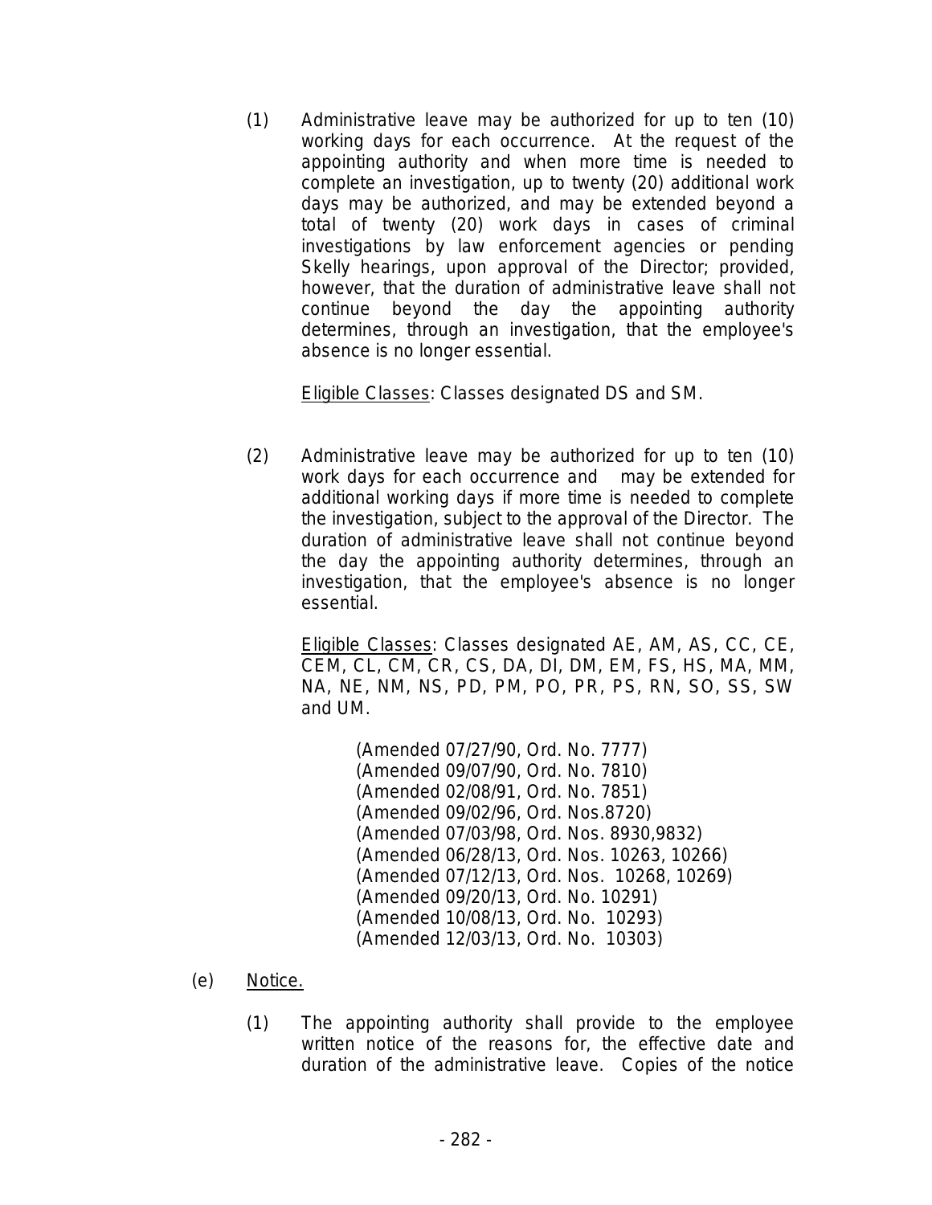(1) Administrative leave may be authorized for up to ten (10) working days for each occurrence. At the request of the appointing authority and when more time is needed to complete an investigation, up to twenty (20) additional work days may be authorized, and may be extended beyond a total of twenty (20) work days in cases of criminal investigations by law enforcement agencies or pending Skelly hearings, upon approval of the Director; provided, however, that the duration of administrative leave shall not continue beyond the day the appointing authority determines, through an investigation, that the employee's absence is no longer essential.

<u>Eligible Classes</u>: Classes designated DS and SM.

(2) Administrative leave may be authorized for up to ten (10) work days for each occurrence and may be extended for additional working days if more time is needed to complete the investigation, subject to the approval of the Director. The duration of administrative leave shall not continue beyond the day the appointing authority determines, through an investigation, that the employee's absence is no longer essential.

<u>Eligible Classes</u>: Classes designated AE, AM, AS, CC, CE, CEM, CL, CM, CR, CS, DA, DI, DM, EM, FS, HS, MA, MM, NA, NE, NM, NS, PD, PM, PO, PR, PS, RN, SO, SS, SW and UM.

(Amended 07/27/90, Ord. No. 7777)
(Amended 09/07/90, Ord. No. 7810)
(Amended 02/08/91, Ord. No. 7851)
(Amended 09/02/96, Ord. Nos.8720)
(Amended 07/03/98, Ord. Nos. 8930,9832)
(Amended 06/28/13, Ord. Nos. 10263, 10266)
(Amended 07/12/13, Ord. Nos. 10268, 10269)
(Amended 09/20/13, Ord. No. 10291)
(Amended 10/08/13, Ord. No. 10293)
(Amended 12/03/13, Ord. No. 10303)

(e) <u>Notice.</u>

(1) The appointing authority shall provide to the employee written notice of the reasons for, the effective date and duration of the administrative leave. Copies of the notice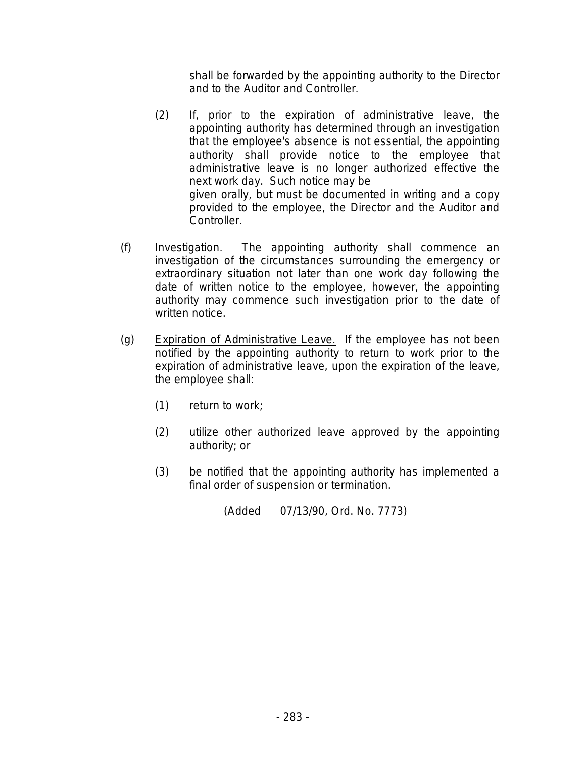shall be forwarded by the appointing authority to the Director and to the Auditor and Controller.

(2) If, prior to the expiration of administrative leave, the appointing authority has determined through an investigation that the employee's absence is not essential, the appointing authority shall provide notice to the employee that administrative leave is no longer authorized effective the next work day. Such notice may be given orally, but must be documented in writing and a copy provided to the employee, the Director and the Auditor and Controller.

(f) Investigation. The appointing authority shall commence an investigation of the circumstances surrounding the emergency or extraordinary situation not later than one work day following the date of written notice to the employee, however, the appointing authority may commence such investigation prior to the date of written notice.

(g) Expiration of Administrative Leave. If the employee has not been notified by the appointing authority to return to work prior to the expiration of administrative leave, upon the expiration of the leave, the employee shall:

(1) return to work;

(2) utilize other authorized leave approved by the appointing authority; or

(3) be notified that the appointing authority has implemented a final order of suspension or termination.

(Added 07/13/90, Ord. No. 7773)